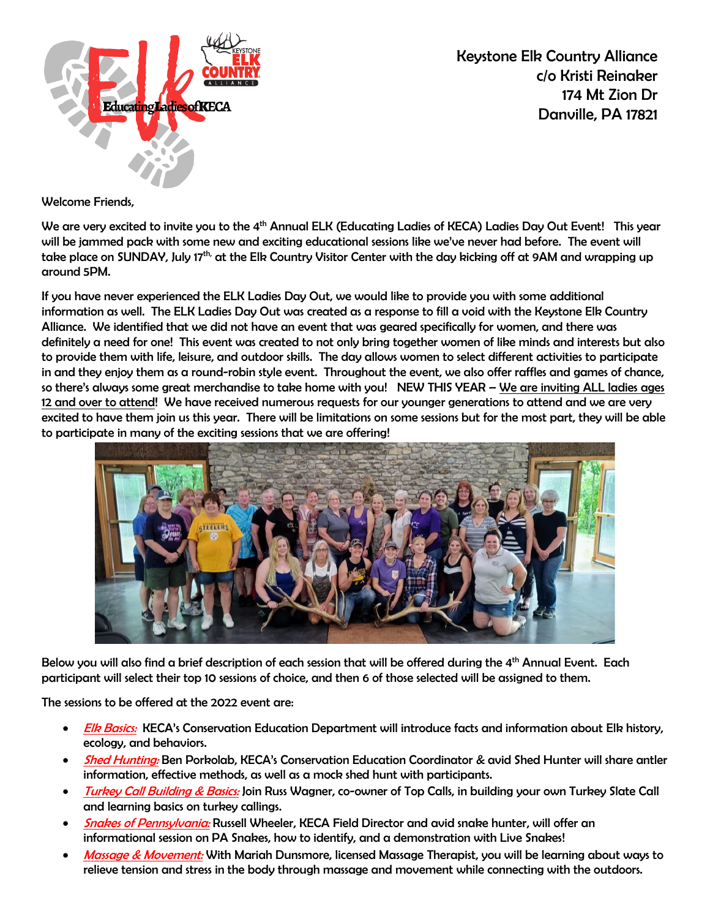Keystone Elk Country Alliance
c/o Kristi Reinaker
174 Mt Zion Dr
Danville, PA 17821

Welcome Friends,

We are very excited to invite you to the 4th Annual ELK (Educating Ladies of KECA) Ladies Day Out Event! This year will be jammed pack with some new and exciting educational sessions like we've never had before. The event will take place on SUNDAY, July 17th, at the Elk Country Visitor Center with the day kicking off at 9AM and wrapping up around 5PM.

If you have never experienced the ELK Ladies Day Out, we would like to provide you with some additional information as well. The ELK Ladies Day Out was created as a response to fill a void with the Keystone Elk Country Alliance. We identified that we did not have an event that was geared specifically for women, and there was definitely a need for one! This event was created to not only bring together women of like minds and interests but also to provide them with life, leisure, and outdoor skills. The day allows women to select different activities to participate in and they enjoy them as a round-robin style event. Throughout the event, we also offer raffles and games of chance, so there's always some great merchandise to take home with you! NEW THIS YEAR – We are inviting ALL ladies ages 12 and over to attend! We have received numerous requests for our younger generations to attend and we are very excited to have them join us this year. There will be limitations on some sessions but for the most part, they will be able to participate in many of the exciting sessions that we are offering!

Below you will also find a brief description of each session that will be offered during the 4th Annual Event. Each participant will select their top 10 sessions of choice, and then 6 of those selected will be assigned to them.

The sessions to be offered at the 2022 event are:

- *Elk Basics:* KECA's Conservation Education Department will introduce facts and information about Elk history, ecology, and behaviors.
- *Shed Hunting:* Ben Porkolab, KECA's Conservation Education Coordinator & avid Shed Hunter will share antler information, effective methods, as well as a mock shed hunt with participants.
- *Turkey Call Building & Basics:* Join Russ Wagner, co-owner of Top Calls, in building your own Turkey Slate Call and learning basics on turkey callings.
- *Snakes of Pennsylvania:* Russell Wheeler, KECA Field Director and avid snake hunter, will offer an informational session on PA Snakes, how to identify, and a demonstration with Live Snakes!
- *Massage & Movement:* With Mariah Dunsmore, licensed Massage Therapist, you will be learning about ways to relieve tension and stress in the body through massage and movement while connecting with the outdoors.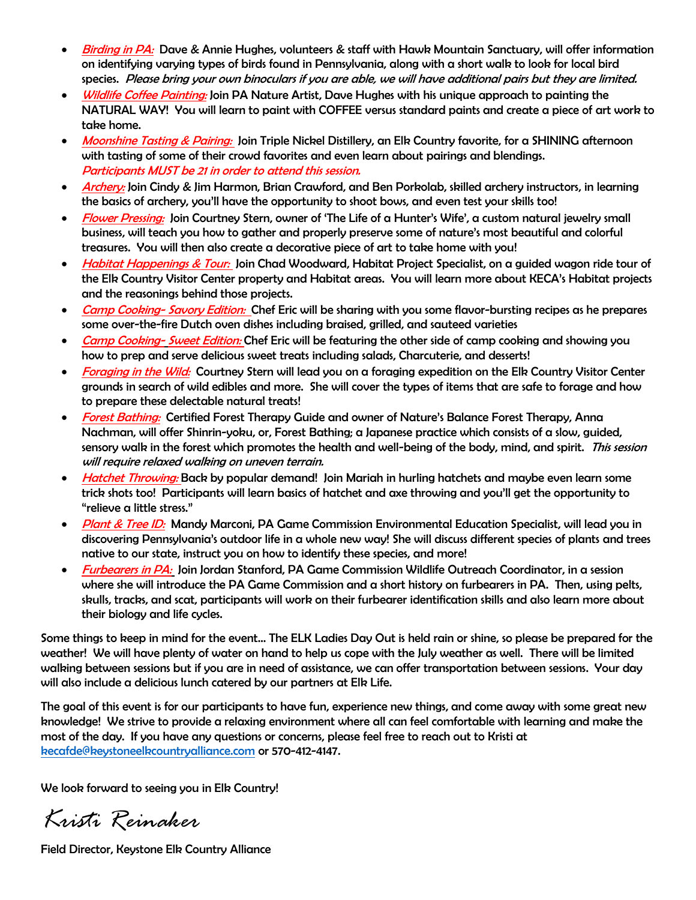- *Birding in PA:* Dave & Annie Hughes, volunteers & staff with Hawk Mountain Sanctuary, will offer information on identifying varying types of birds found in Pennsylvania, along with a short walk to look for local bird species. *Please bring your own binoculars if you are able, we will have additional pairs but they are limited.*
- *Wildlife Coffee Painting:* Join PA Nature Artist, Dave Hughes with his unique approach to painting the NATURAL WAY! You will learn to paint with COFFEE versus standard paints and create a piece of art work to take home.
- *Moonshine Tasting & Pairing:* Join Triple Nickel Distillery, an Elk Country favorite, for a SHINING afternoon with tasting of some of their crowd favorites and even learn about pairings and blendings. *Participants MUST be 21 in order to attend this session.*
- *Archery:* Join Cindy & Jim Harmon, Brian Crawford, and Ben Porkolab, skilled archery instructors, in learning the basics of archery, you'll have the opportunity to shoot bows, and even test your skills too!
- *Flower Pressing:* Join Courtney Stern, owner of 'The Life of a Hunter's Wife', a custom natural jewelry small business, will teach you how to gather and properly preserve some of nature's most beautiful and colorful treasures. You will then also create a decorative piece of art to take home with you!
- *Habitat Happenings & Tour:* Join Chad Woodward, Habitat Project Specialist, on a guided wagon ride tour of the Elk Country Visitor Center property and Habitat areas. You will learn more about KECA's Habitat projects and the reasonings behind those projects.
- *Camp Cooking- Savory Edition:* Chef Eric will be sharing with you some flavor-bursting recipes as he prepares some over-the-fire Dutch oven dishes including braised, grilled, and sauteed varieties
- *Camp Cooking- Sweet Edition:* Chef Eric will be featuring the other side of camp cooking and showing you how to prep and serve delicious sweet treats including salads, Charcuterie, and desserts!
- *Foraging in the Wild:* Courtney Stern will lead you on a foraging expedition on the Elk Country Visitor Center grounds in search of wild edibles and more. She will cover the types of items that are safe to forage and how to prepare these delectable natural treats!
- *Forest Bathing:* Certified Forest Therapy Guide and owner of Nature's Balance Forest Therapy, Anna Nachman, will offer Shinrin-yoku, or, Forest Bathing; a Japanese practice which consists of a slow, guided, sensory walk in the forest which promotes the health and well-being of the body, mind, and spirit. *This session will require relaxed walking on uneven terrain.*
- *Hatchet Throwing:* Back by popular demand! Join Mariah in hurling hatchets and maybe even learn some trick shots too! Participants will learn basics of hatchet and axe throwing and you'll get the opportunity to "relieve a little stress."
- *Plant & Tree ID:* Mandy Marconi, PA Game Commission Environmental Education Specialist, will lead you in discovering Pennsylvania's outdoor life in a whole new way! She will discuss different species of plants and trees native to our state, instruct you on how to identify these species, and more!
- *Furbearers in PA:* Join Jordan Stanford, PA Game Commission Wildlife Outreach Coordinator, in a session where she will introduce the PA Game Commission and a short history on furbearers in PA. Then, using pelts, skulls, tracks, and scat, participants will work on their furbearer identification skills and also learn more about their biology and life cycles.

Some things to keep in mind for the event… The ELK Ladies Day Out is held rain or shine, so please be prepared for the weather! We will have plenty of water on hand to help us cope with the July weather as well. There will be limited walking between sessions but if you are in need of assistance, we can offer transportation between sessions. Your day will also include a delicious lunch catered by our partners at Elk Life.

The goal of this event is for our participants to have fun, experience new things, and come away with some great new knowledge! We strive to provide a relaxing environment where all can feel comfortable with learning and make the most of the day. If you have any questions or concerns, please feel free to reach out to Kristi at kecafde@keystoneelkcountryalliance.com or 570-412-4147.

We look forward to seeing you in Elk Country!

*Kristi Reinaker*

Field Director, Keystone Elk Country Alliance